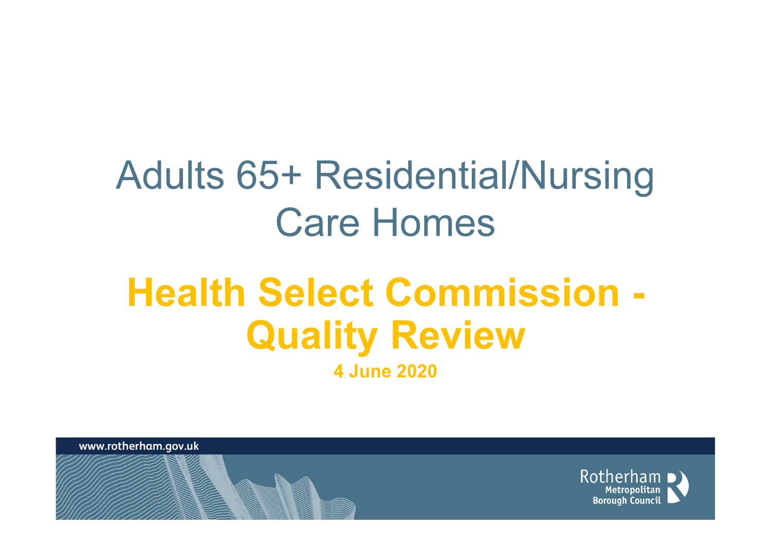# Adults 65+ Residential/Nursing Care Homes

## Health Select Commission - Quality Review

**4 June 2020**

www.rotherham.gov.uk

Rotherham Metropolitan Borough Council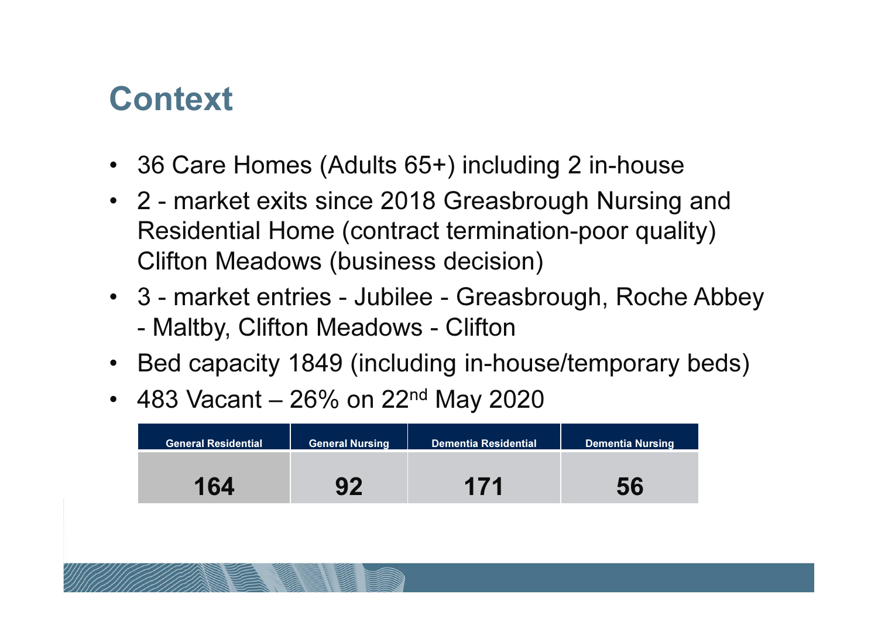# Context

- 36 Care Homes (Adults 65+) including 2 in-house
- 2 - market exits since 2018 Greasbrough Nursing and Residential Home (contract termination-poor quality) Clifton Meadows (business decision)
- 3 - market entries - Jubilee - Greasbrough, Roche Abbey - Maltby, Clifton Meadows - Clifton
- Bed capacity 1849 (including in-house/temporary beds)
- 483 Vacant – 26% on 22nd May 2020

| General Residential | General Nursing | Dementia Residential | Dementia Nursing |
|---|---|---|---|
| **164** | **92** | **171** | **56** |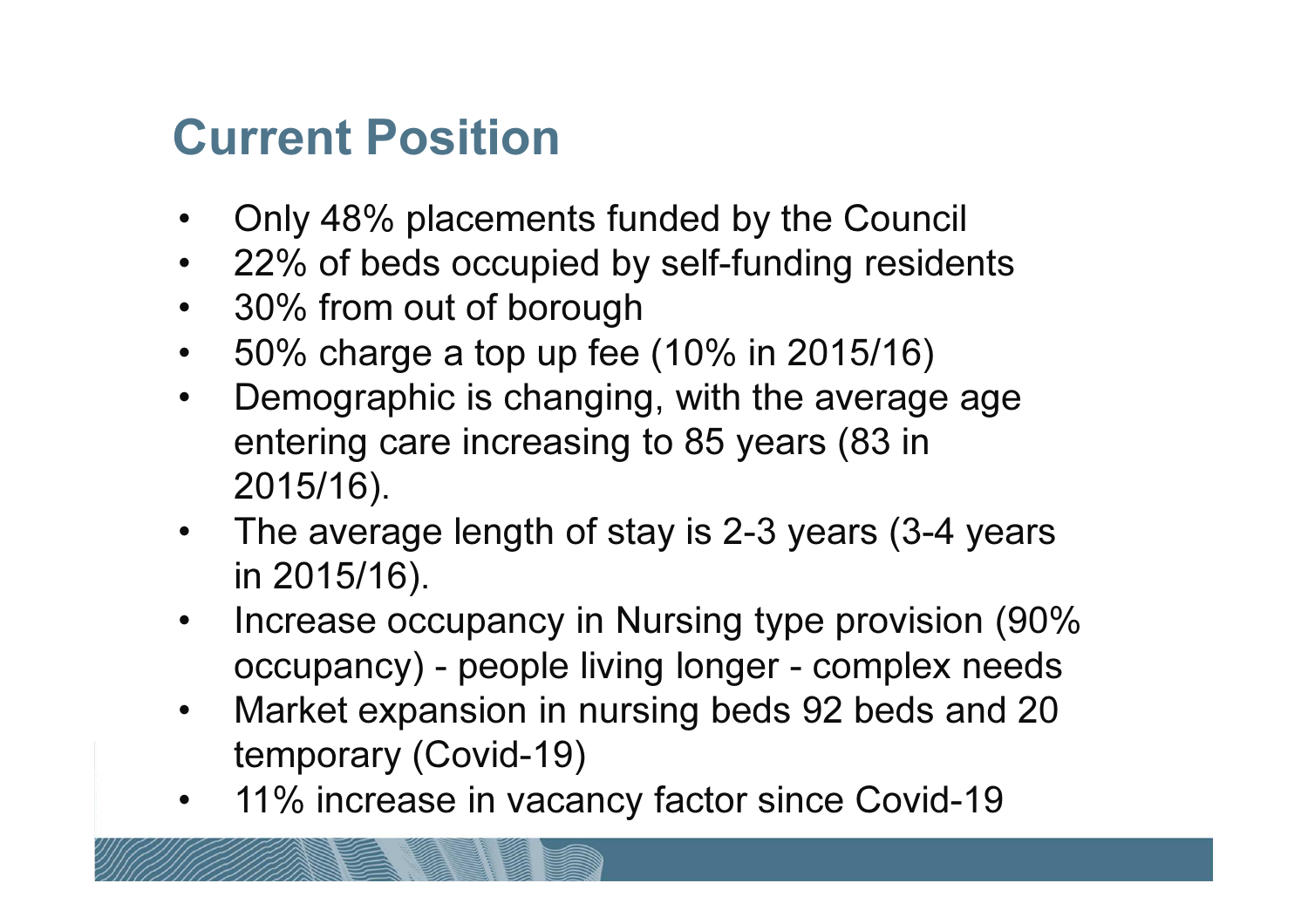# Current Position

- Only 48% placements funded by the Council
- 22% of beds occupied by self-funding residents
- 30% from out of borough
- 50% charge a top up fee (10% in 2015/16)
- Demographic is changing, with the average age entering care increasing to 85 years (83 in 2015/16).
- The average length of stay is 2-3 years (3-4 years in 2015/16).
- Increase occupancy in Nursing type provision (90% occupancy) - people living longer - complex needs
- Market expansion in nursing beds 92 beds and 20 temporary (Covid-19)
- 11% increase in vacancy factor since Covid-19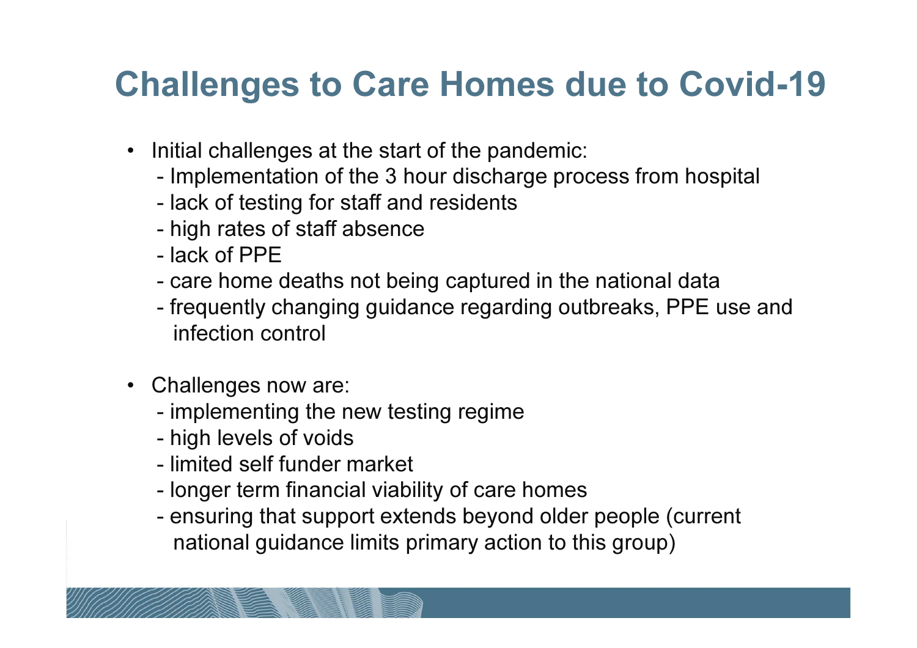# Challenges to Care Homes due to Covid-19

- Initial challenges at the start of the pandemic:
  - Implementation of the 3 hour discharge process from hospital
  - lack of testing for staff and residents
  - high rates of staff absence
  - lack of PPE
  - care home deaths not being captured in the national data
  - frequently changing guidance regarding outbreaks, PPE use and infection control

- Challenges now are:
  - implementing the new testing regime
  - high levels of voids
  - limited self funder market
  - longer term financial viability of care homes
  - ensuring that support extends beyond older people (current national guidance limits primary action to this group)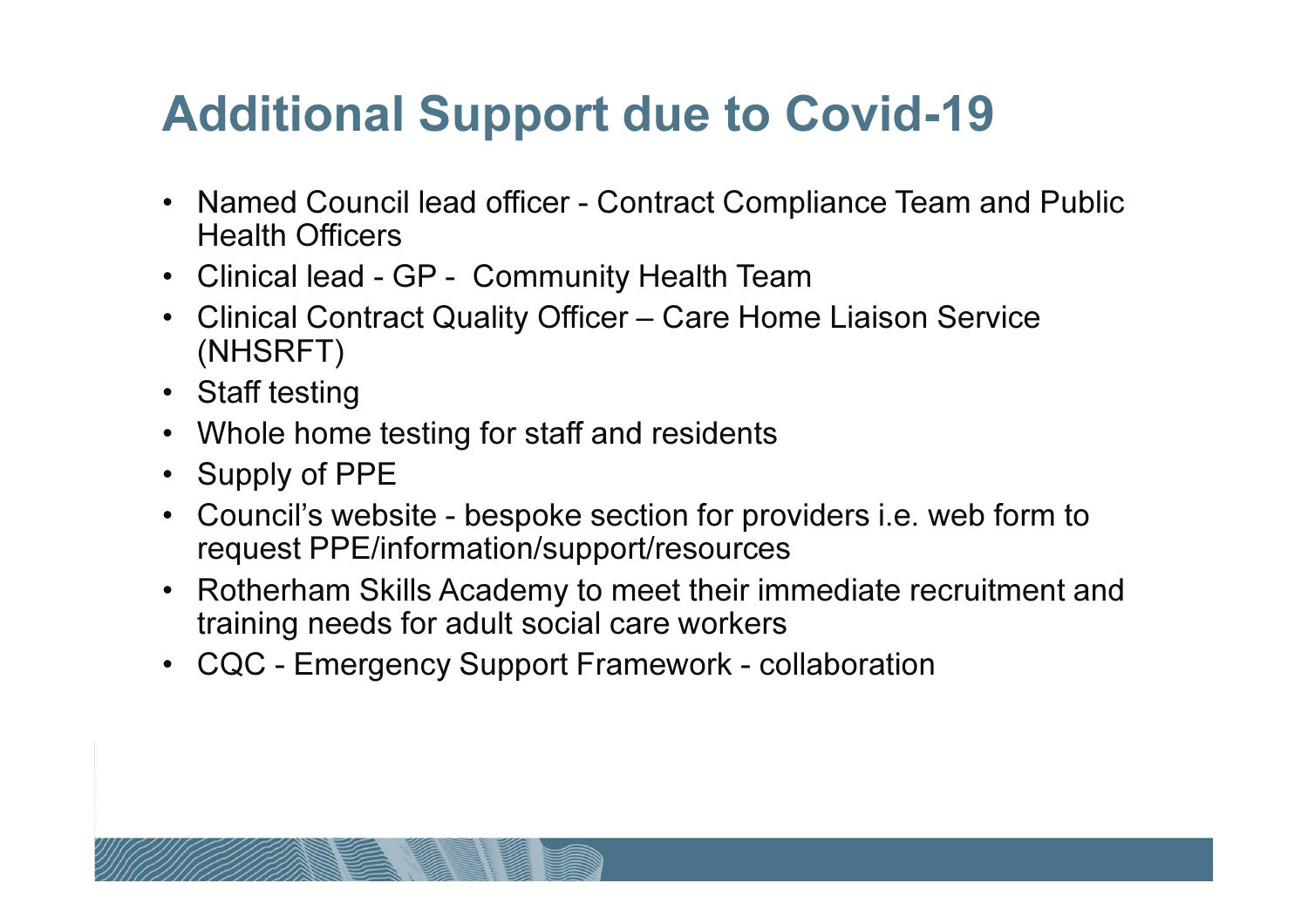# Additional Support due to Covid-19

- Named Council lead officer - Contract Compliance Team and Public Health Officers
- Clinical lead - GP - Community Health Team
- Clinical Contract Quality Officer – Care Home Liaison Service (NHSRFT)
- Staff testing
- Whole home testing for staff and residents
- Supply of PPE
- Council's website - bespoke section for providers i.e. web form to request PPE/information/support/resources
- Rotherham Skills Academy to meet their immediate recruitment and training needs for adult social care workers
- CQC - Emergency Support Framework - collaboration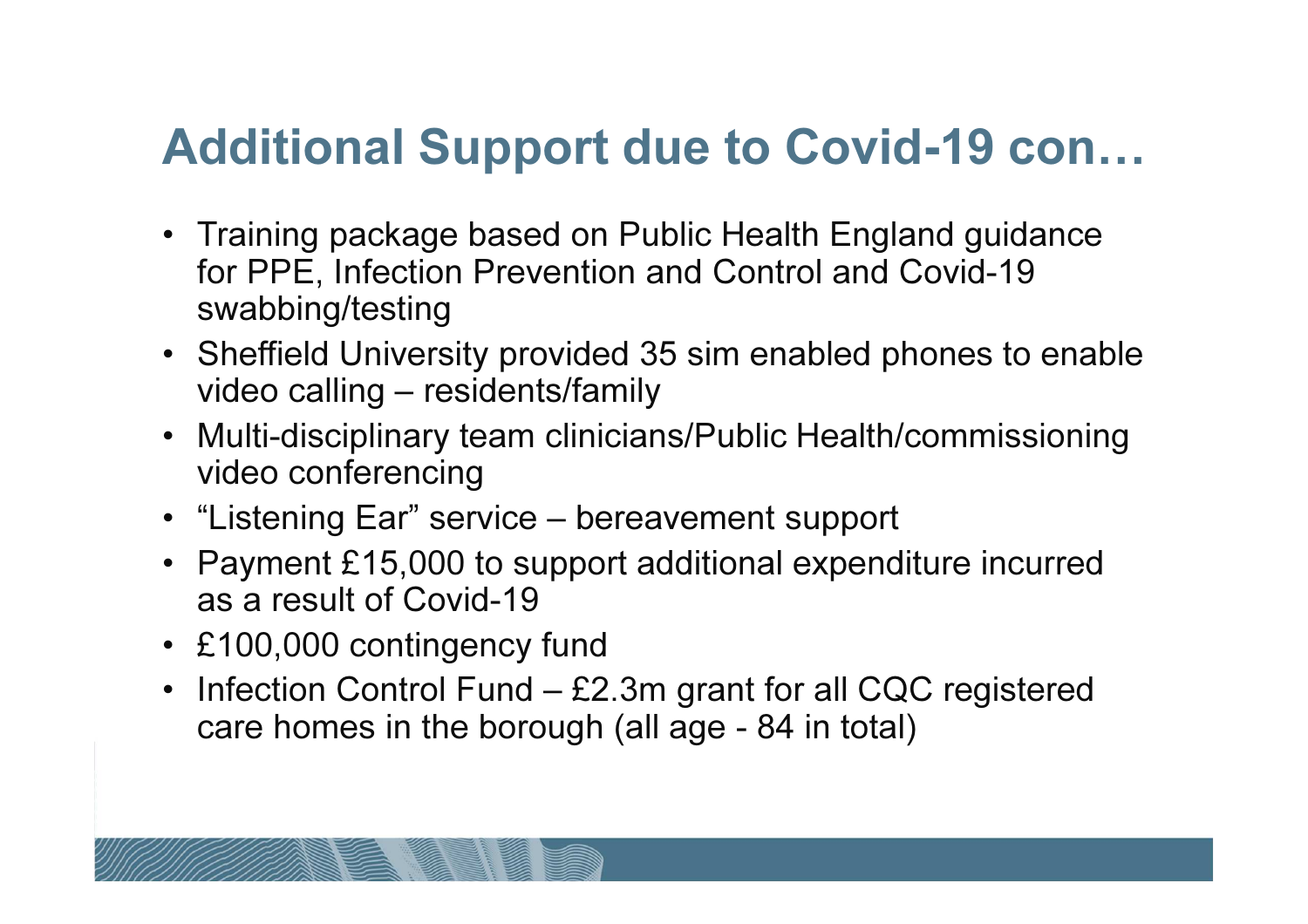# Additional Support due to Covid-19 con…

- Training package based on Public Health England guidance for PPE, Infection Prevention and Control and Covid-19 swabbing/testing
- Sheffield University provided 35 sim enabled phones to enable video calling – residents/family
- Multi-disciplinary team clinicians/Public Health/commissioning video conferencing
- “Listening Ear” service – bereavement support
- Payment £15,000 to support additional expenditure incurred as a result of Covid-19
- £100,000 contingency fund
- Infection Control Fund – £2.3m grant for all CQC registered care homes in the borough (all age - 84 in total)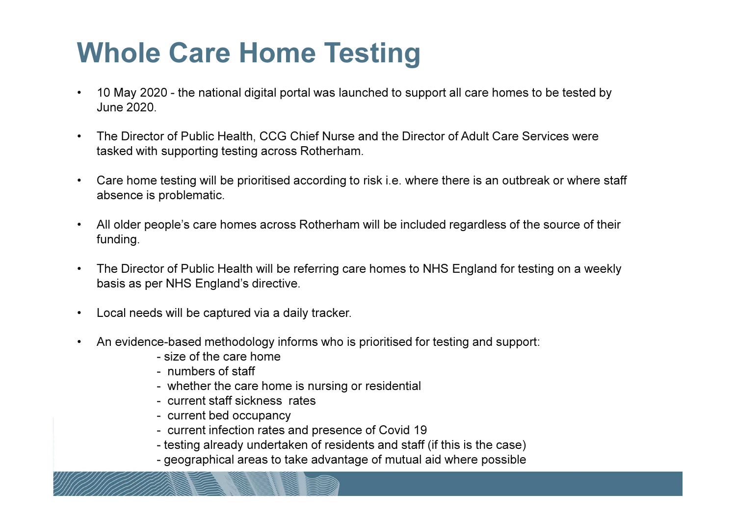# Whole Care Home Testing

- 10 May 2020 - the national digital portal was launched to support all care homes to be tested by June 2020.
- The Director of Public Health, CCG Chief Nurse and the Director of Adult Care Services were tasked with supporting testing across Rotherham.
- Care home testing will be prioritised according to risk i.e. where there is an outbreak or where staff absence is problematic.
- All older people's care homes across Rotherham will be included regardless of the source of their funding.
- The Director of Public Health will be referring care homes to NHS England for testing on a weekly basis as per NHS England's directive.
- Local needs will be captured via a daily tracker.
- An evidence-based methodology informs who is prioritised for testing and support:
  - size of the care home
  - numbers of staff
  - whether the care home is nursing or residential
  - current staff sickness rates
  - current bed occupancy
  - current infection rates and presence of Covid 19
  - testing already undertaken of residents and staff (if this is the case)
  - geographical areas to take advantage of mutual aid where possible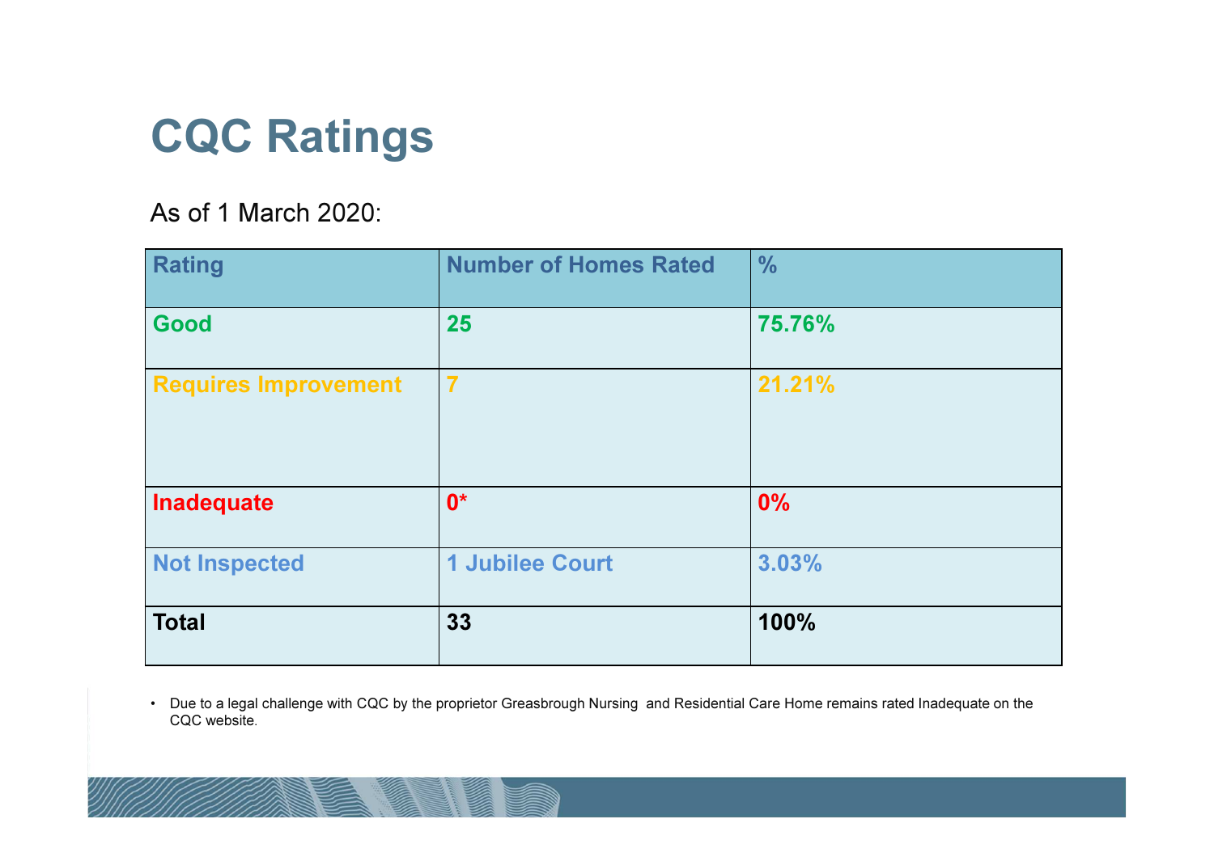# CQC Ratings

As of 1 March 2020:

| Rating | Number of Homes Rated | % |
|---|---|---|
| Good | 25 | 75.76% |
| Requires Improvement | 7 | 21.21% |
| Inadequate | 0* | 0% |
| Not Inspected | 1 Jubilee Court | 3.03% |
| **Total** | **33** | **100%** |

- Due to a legal challenge with CQC by the proprietor Greasbrough Nursing and Residential Care Home remains rated Inadequate on the CQC website.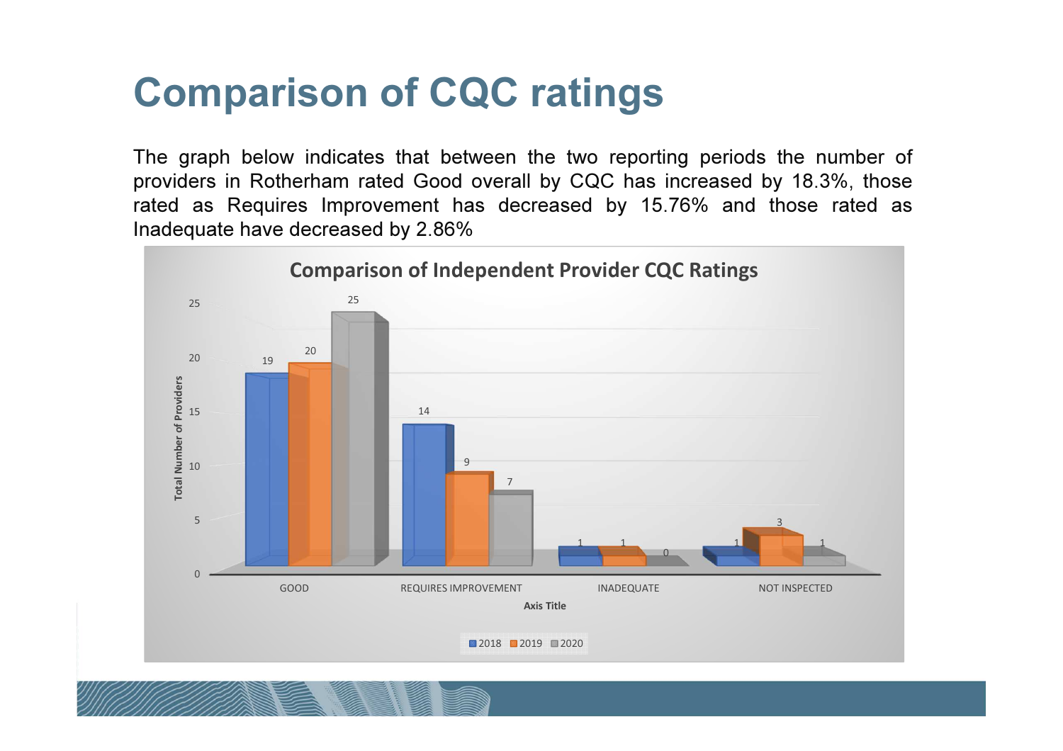# Comparison of CQC ratings

The graph below indicates that between the two reporting periods the number of providers in Rotherham rated Good overall by CQC has increased by 18.3%, those rated as Requires Improvement has decreased by 15.76% and those rated as Inadequate have decreased by 2.86%

**Comparison of Independent Provider CQC Ratings**

| Axis Title | 2018 | 2019 | 2020 |
|---|---|---|---|
| GOOD | 19 | 20 | 25 |
| REQUIRES IMPROVEMENT | 14 | 9 | 7 |
| INADEQUATE | 1 | 1 | 0 |
| NOT INSPECTED | 1 | 3 | 1 |

Total Number of Providers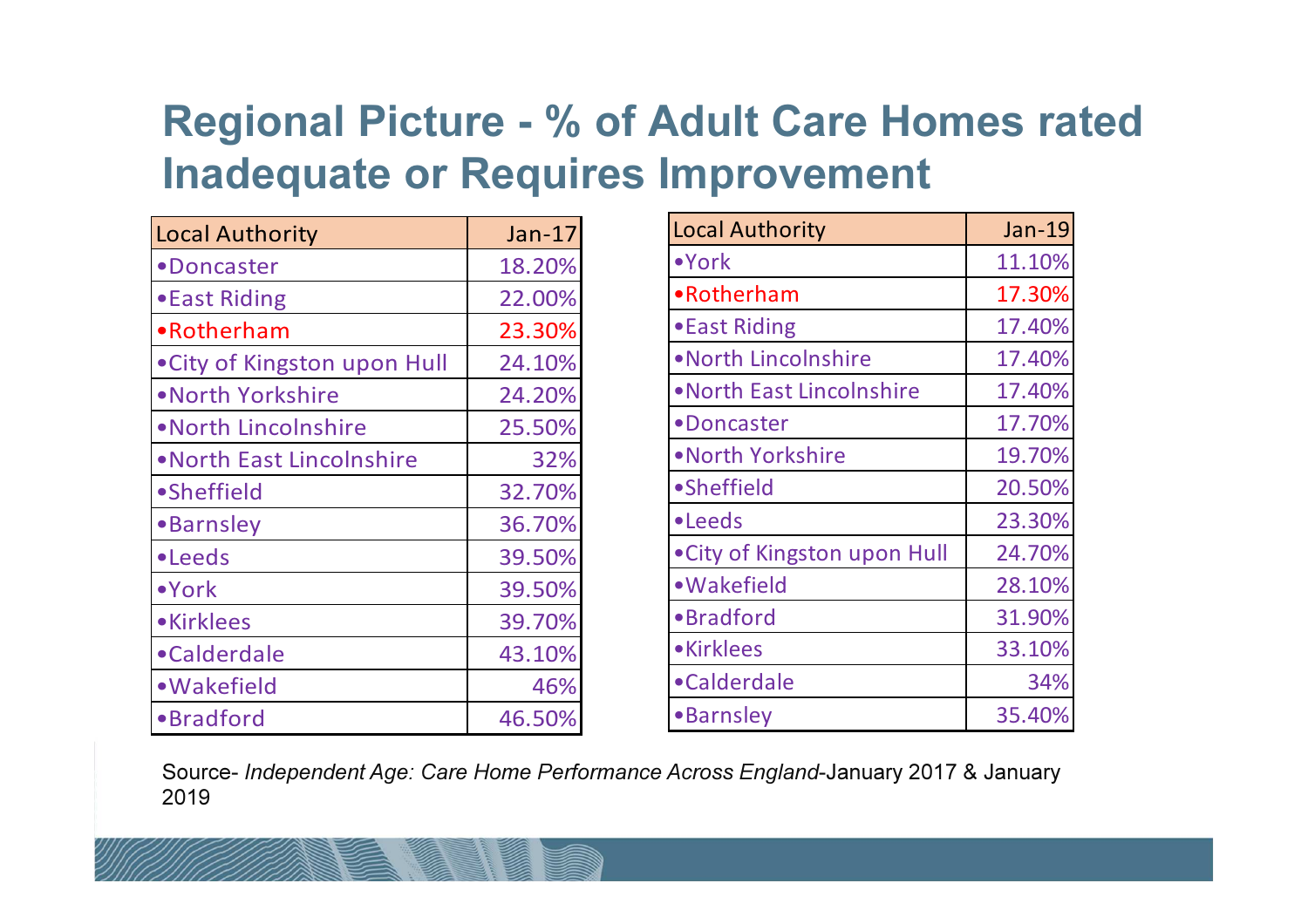# Regional Picture - % of Adult Care Homes rated Inadequate or Requires Improvement

| Local Authority | Jan-17 |
|---|---|
| •Doncaster | 18.20% |
| •East Riding | 22.00% |
| •Rotherham | 23.30% |
| •City of Kingston upon Hull | 24.10% |
| •North Yorkshire | 24.20% |
| •North Lincolnshire | 25.50% |
| •North East Lincolnshire | 32% |
| •Sheffield | 32.70% |
| •Barnsley | 36.70% |
| •Leeds | 39.50% |
| •York | 39.50% |
| •Kirklees | 39.70% |
| •Calderdale | 43.10% |
| •Wakefield | 46% |
| •Bradford | 46.50% |

| Local Authority | Jan-19 |
|---|---|
| •York | 11.10% |
| •Rotherham | 17.30% |
| •East Riding | 17.40% |
| •North Lincolnshire | 17.40% |
| •North East Lincolnshire | 17.40% |
| •Doncaster | 17.70% |
| •North Yorkshire | 19.70% |
| •Sheffield | 20.50% |
| •Leeds | 23.30% |
| •City of Kingston upon Hull | 24.70% |
| •Wakefield | 28.10% |
| •Bradford | 31.90% |
| •Kirklees | 33.10% |
| •Calderdale | 34% |
| •Barnsley | 35.40% |

Source- *Independent Age: Care Home Performance Across England*-January 2017 & January 2019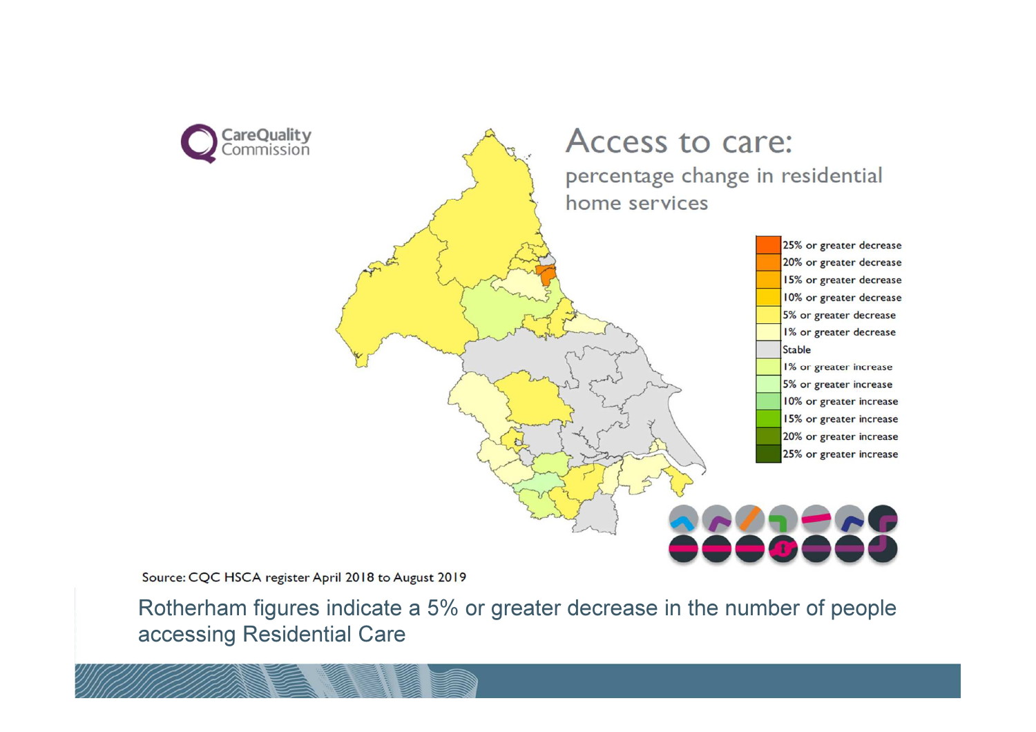# Access to care:

## percentage change in residential home services

| |
|---|
| 25% or greater decrease |
| 20% or greater decrease |
| 15% or greater decrease |
| 10% or greater decrease |
| 5% or greater decrease |
| 1% or greater decrease |
| Stable |
| 1% or greater increase |
| 5% or greater increase |
| 10% or greater increase |
| 15% or greater increase |
| 20% or greater increase |
| 25% or greater increase |

Source: CQC HSCA register April 2018 to August 2019

Rotherham figures indicate a 5% or greater decrease in the number of people accessing Residential Care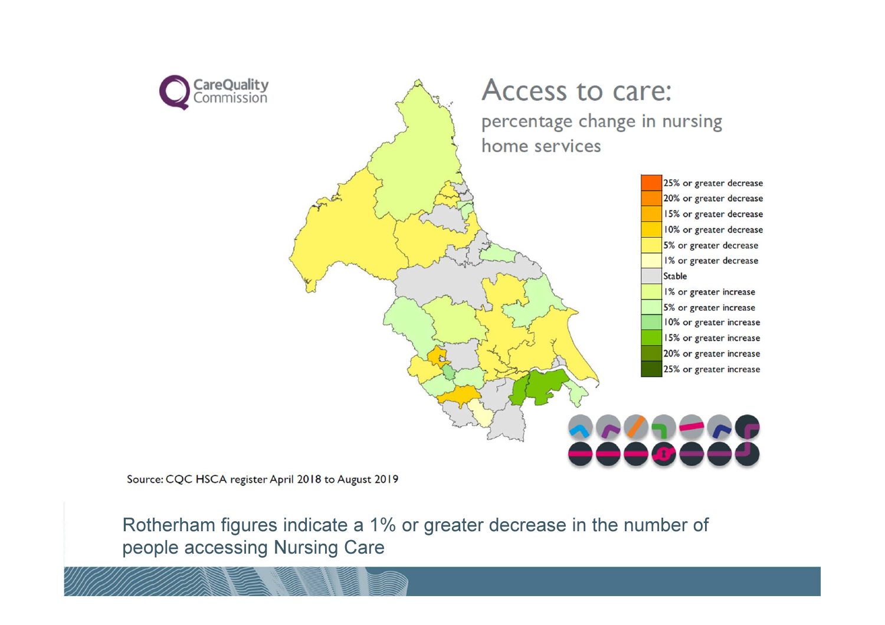Care Quality Commission

# Access to care:

## percentage change in nursing home services

| Legend |
| --- |
| 25% or greater decrease |
| 20% or greater decrease |
| 15% or greater decrease |
| 10% or greater decrease |
| 5% or greater decrease |
| 1% or greater decrease |
| Stable |
| 1% or greater increase |
| 5% or greater increase |
| 10% or greater increase |
| 15% or greater increase |
| 20% or greater increase |
| 25% or greater increase |

Source: CQC HSCA register April 2018 to August 2019

Rotherham figures indicate a 1% or greater decrease in the number of people accessing Nursing Care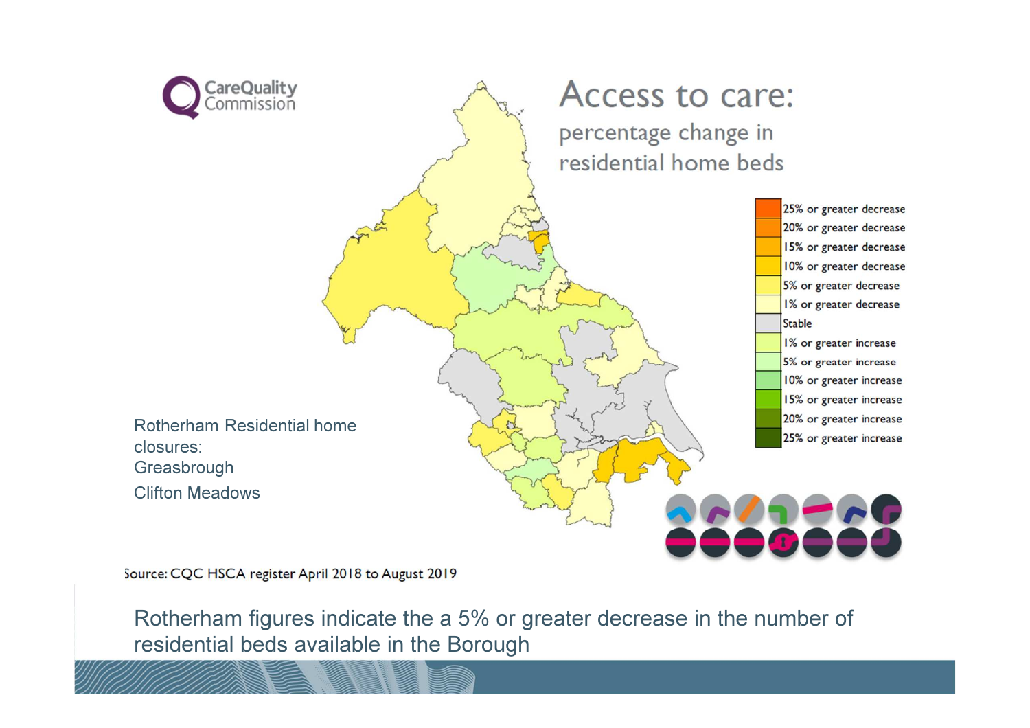# Access to care:

## percentage change in residential home beds

| Legend |
| --- |
| 25% or greater decrease |
| 20% or greater decrease |
| 15% or greater decrease |
| 10% or greater decrease |
| 5% or greater decrease |
| 1% or greater decrease |
| Stable |
| 1% or greater increase |
| 5% or greater increase |
| 10% or greater increase |
| 15% or greater increase |
| 20% or greater increase |
| 25% or greater increase |

Rotherham Residential home closures:
Greasbrough
Clifton Meadows

Source: CQC HSCA register April 2018 to August 2019

Rotherham figures indicate the a 5% or greater decrease in the number of residential beds available in the Borough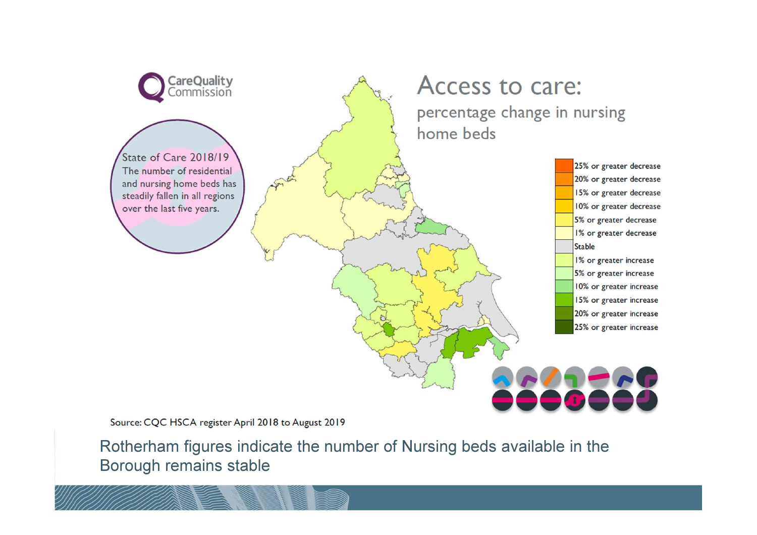# Access to care:

## percentage change in nursing home beds

CareQuality Commission

State of Care 2018/19
The number of residential and nursing home beds has steadily fallen in all regions over the last five years.

- 25% or greater decrease
- 20% or greater decrease
- 15% or greater decrease
- 10% or greater decrease
- 5% or greater decrease
- 1% or greater decrease
- Stable
- 1% or greater increase
- 5% or greater increase
- 10% or greater increase
- 15% or greater increase
- 20% or greater increase
- 25% or greater increase

Source: CQC HSCA register April 2018 to August 2019

Rotherham figures indicate the number of Nursing beds available in the Borough remains stable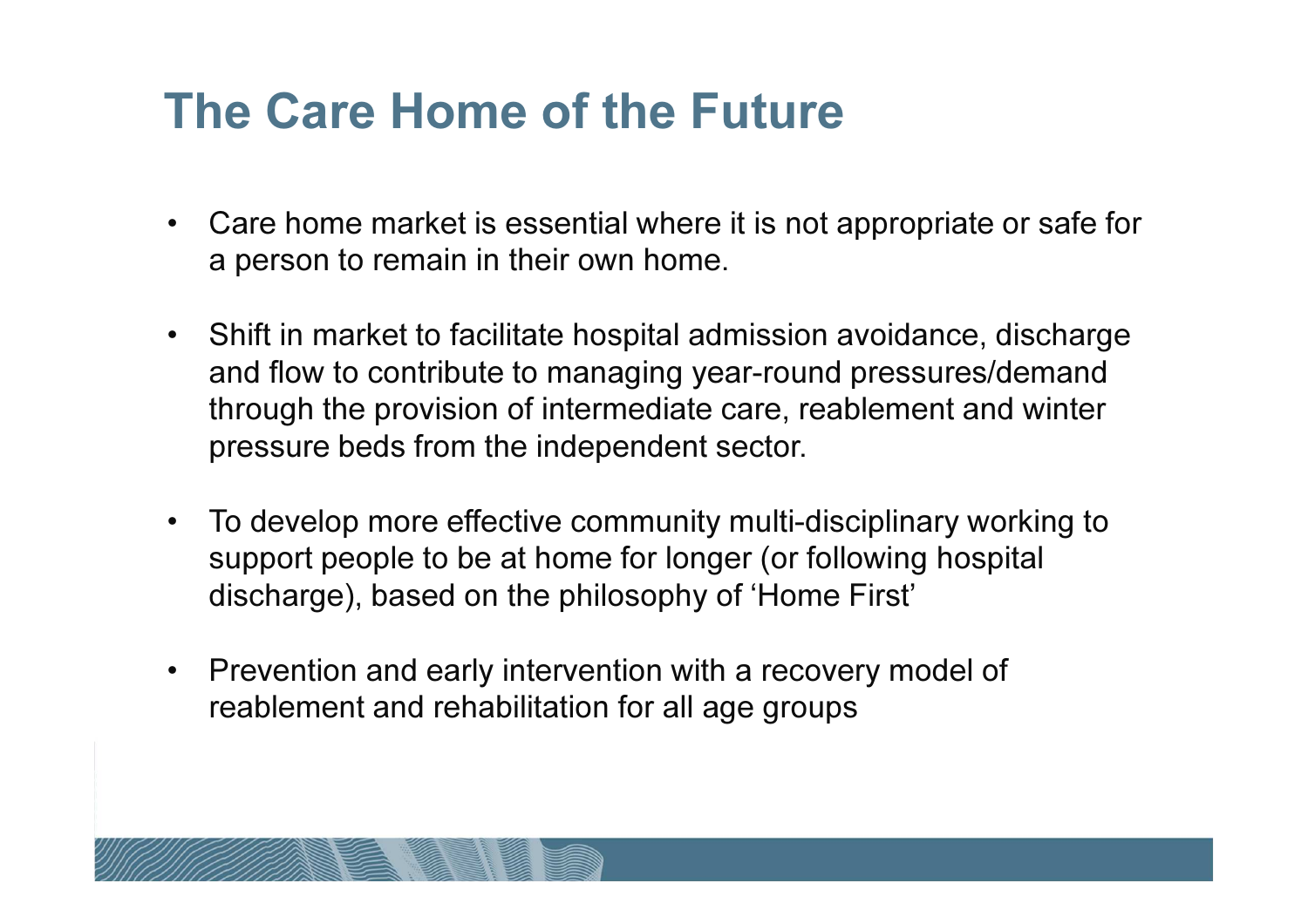# The Care Home of the Future

- Care home market is essential where it is not appropriate or safe for a person to remain in their own home.
- Shift in market to facilitate hospital admission avoidance, discharge and flow to contribute to managing year-round pressures/demand through the provision of intermediate care, reablement and winter pressure beds from the independent sector.
- To develop more effective community multi-disciplinary working to support people to be at home for longer (or following hospital discharge), based on the philosophy of 'Home First'
- Prevention and early intervention with a recovery model of reablement and rehabilitation for all age groups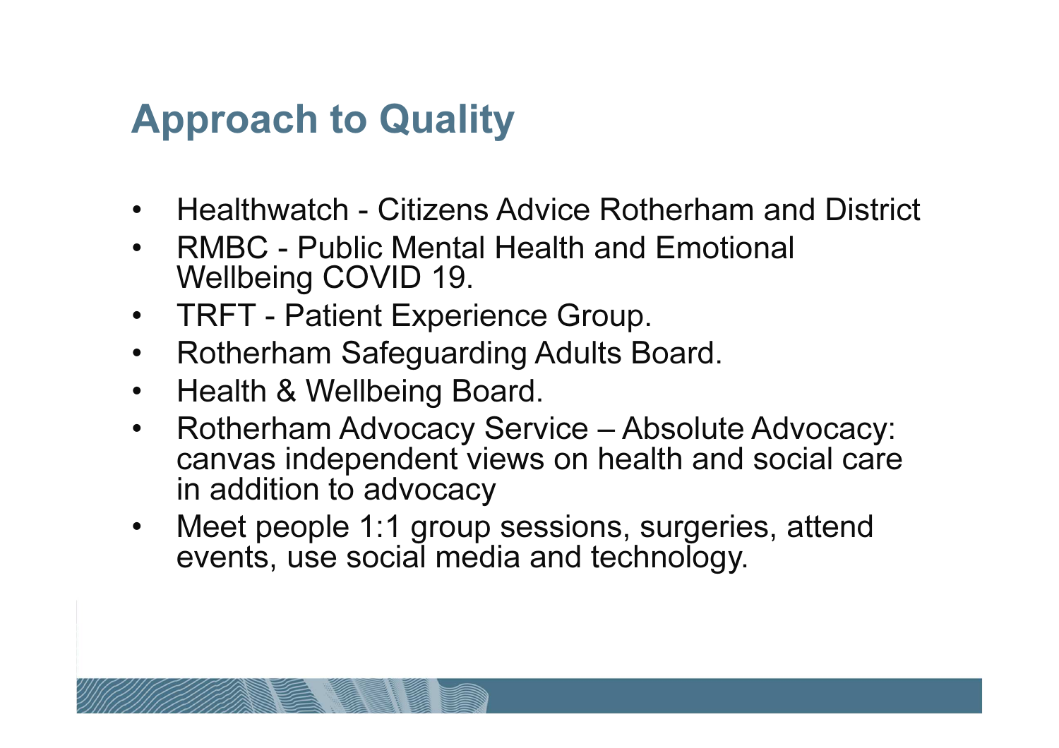# Approach to Quality

- Healthwatch - Citizens Advice Rotherham and District
- RMBC - Public Mental Health and Emotional Wellbeing COVID 19.
- TRFT - Patient Experience Group.
- Rotherham Safeguarding Adults Board.
- Health & Wellbeing Board.
- Rotherham Advocacy Service – Absolute Advocacy: canvas independent views on health and social care in addition to advocacy
- Meet people 1:1 group sessions, surgeries, attend events, use social media and technology.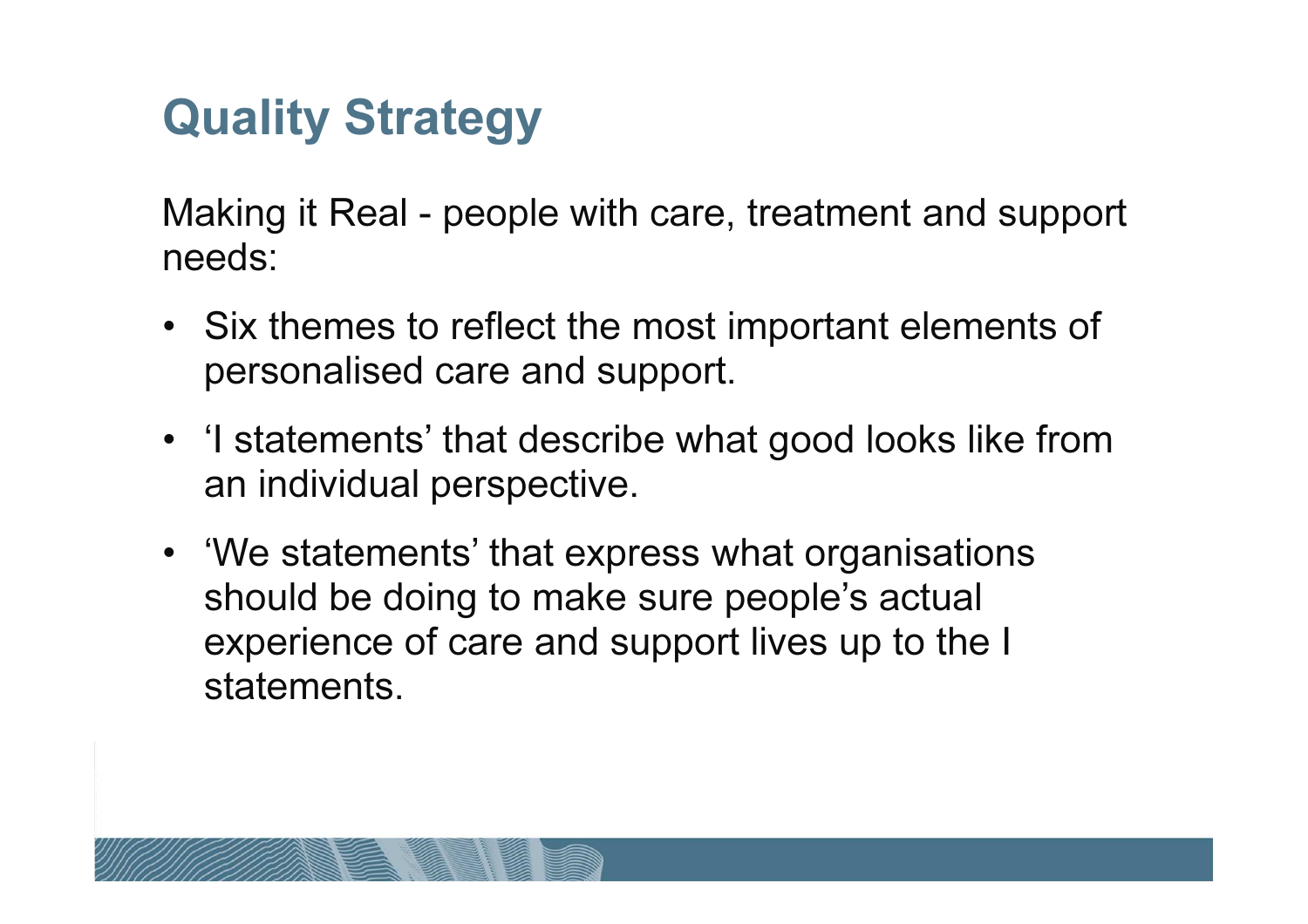# Quality Strategy

Making it Real - people with care, treatment and support needs:

- Six themes to reflect the most important elements of personalised care and support.
- ‘I statements’ that describe what good looks like from an individual perspective.
- ‘We statements’ that express what organisations should be doing to make sure people’s actual experience of care and support lives up to the I statements.